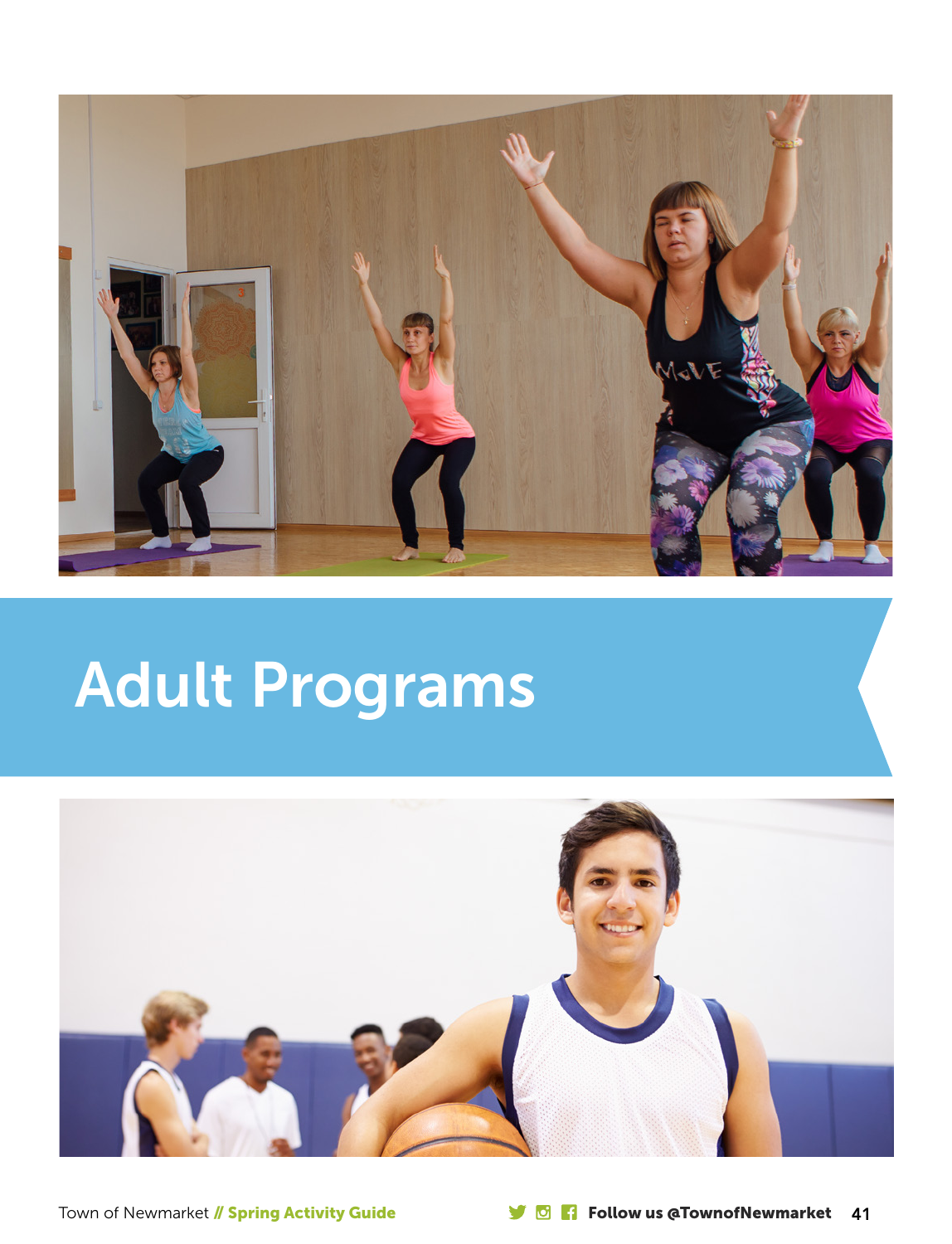# Adult Programs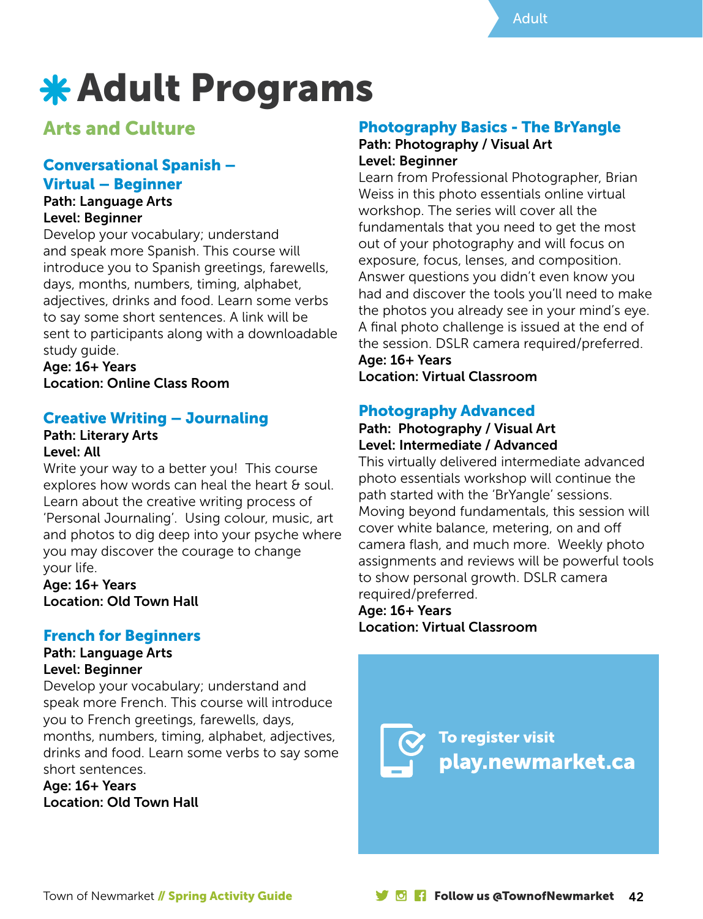# Adult Programs

## Arts and Culture

### Conversational Spanish – Virtual – Beginner

**Path: Language Arts**
**Level: Beginner**

Develop your vocabulary; understand and speak more Spanish. This course will introduce you to Spanish greetings, farewells, days, months, numbers, timing, alphabet, adjectives, drinks and food. Learn some verbs to say some short sentences. A link will be sent to participants along with a downloadable study guide.

**Age: 16+ Years**
**Location: Online Class Room**

### Creative Writing – Journaling

**Path: Literary Arts**
**Level: All**

Write your way to a better you! This course explores how words can heal the heart & soul. Learn about the creative writing process of 'Personal Journaling'. Using colour, music, art and photos to dig deep into your psyche where you may discover the courage to change your life.

**Age: 16+ Years**
**Location: Old Town Hall**

### French for Beginners

**Path: Language Arts**
**Level: Beginner**

Develop your vocabulary; understand and speak more French. This course will introduce you to French greetings, farewells, days, months, numbers, timing, alphabet, adjectives, drinks and food. Learn some verbs to say some short sentences.

**Age: 16+ Years**
**Location: Old Town Hall**

### Photography Basics - The BrYangle

**Path: Photography / Visual Art**
**Level: Beginner**

Learn from Professional Photographer, Brian Weiss in this photo essentials online virtual workshop. The series will cover all the fundamentals that you need to get the most out of your photography and will focus on exposure, focus, lenses, and composition. Answer questions you didn't even know you had and discover the tools you'll need to make the photos you already see in your mind's eye. A final photo challenge is issued at the end of the session. DSLR camera required/preferred.

**Age: 16+ Years**
**Location: Virtual Classroom**

### Photography Advanced

**Path: Photography / Visual Art**
**Level: Intermediate / Advanced**

This virtually delivered intermediate advanced photo essentials workshop will continue the path started with the 'BrYangle' sessions. Moving beyond fundamentals, this session will cover white balance, metering, on and off camera flash, and much more. Weekly photo assignments and reviews will be powerful tools to show personal growth. DSLR camera required/preferred.

**Age: 16+ Years**
**Location: Virtual Classroom**

**To register visit play.newmarket.ca**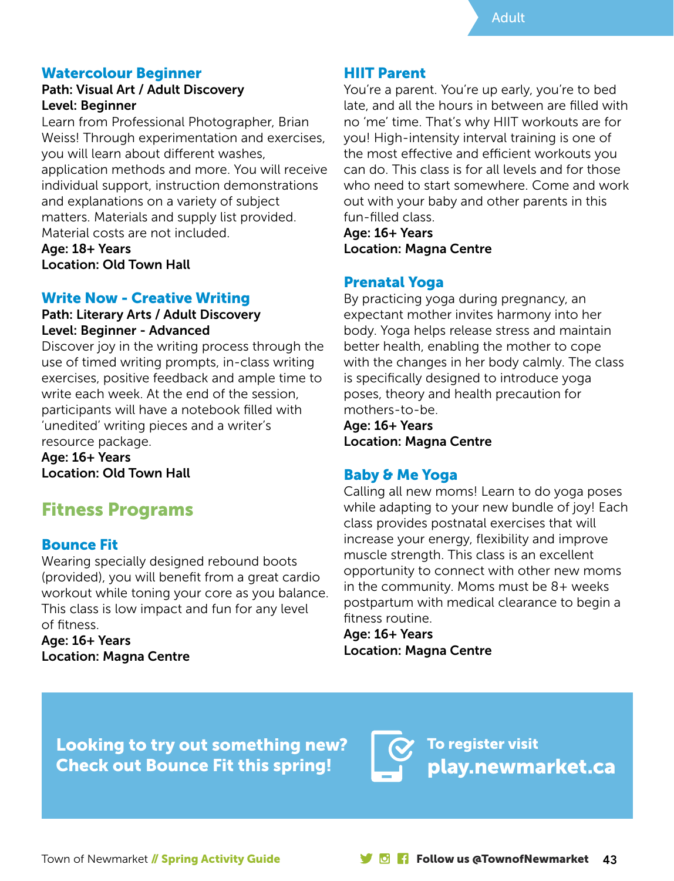### Watercolour Beginner

**Path: Visual Art / Adult Discovery**
**Level: Beginner**

Learn from Professional Photographer, Brian Weiss! Through experimentation and exercises, you will learn about different washes, application methods and more. You will receive individual support, instruction demonstrations and explanations on a variety of subject matters. Materials and supply list provided. Material costs are not included.

**Age: 18+ Years**
**Location: Old Town Hall**

### Write Now - Creative Writing

**Path: Literary Arts / Adult Discovery**
**Level: Beginner - Advanced**

Discover joy in the writing process through the use of timed writing prompts, in-class writing exercises, positive feedback and ample time to write each week. At the end of the session, participants will have a notebook filled with 'unedited' writing pieces and a writer's resource package.

**Age: 16+ Years**
**Location: Old Town Hall**

## Fitness Programs

### Bounce Fit

Wearing specially designed rebound boots (provided), you will benefit from a great cardio workout while toning your core as you balance. This class is low impact and fun for any level of fitness.

**Age: 16+ Years**
**Location: Magna Centre**

### HIIT Parent

You're a parent. You're up early, you're to bed late, and all the hours in between are filled with no 'me' time. That's why HIIT workouts are for you! High-intensity interval training is one of the most effective and efficient workouts you can do. This class is for all levels and for those who need to start somewhere. Come and work out with your baby and other parents in this fun-filled class.

**Age: 16+ Years**
**Location: Magna Centre**

### Prenatal Yoga

By practicing yoga during pregnancy, an expectant mother invites harmony into her body. Yoga helps release stress and maintain better health, enabling the mother to cope with the changes in her body calmly. The class is specifically designed to introduce yoga poses, theory and health precaution for mothers-to-be.

**Age: 16+ Years**
**Location: Magna Centre**

### Baby & Me Yoga

Calling all new moms! Learn to do yoga poses while adapting to your new bundle of joy! Each class provides postnatal exercises that will increase your energy, flexibility and improve muscle strength. This class is an excellent opportunity to connect with other new moms in the community. Moms must be 8+ weeks postpartum with medical clearance to begin a fitness routine.

**Age: 16+ Years**
**Location: Magna Centre**

**Looking to try out something new? Check out Bounce Fit this spring!**

**To register visit play.newmarket.ca**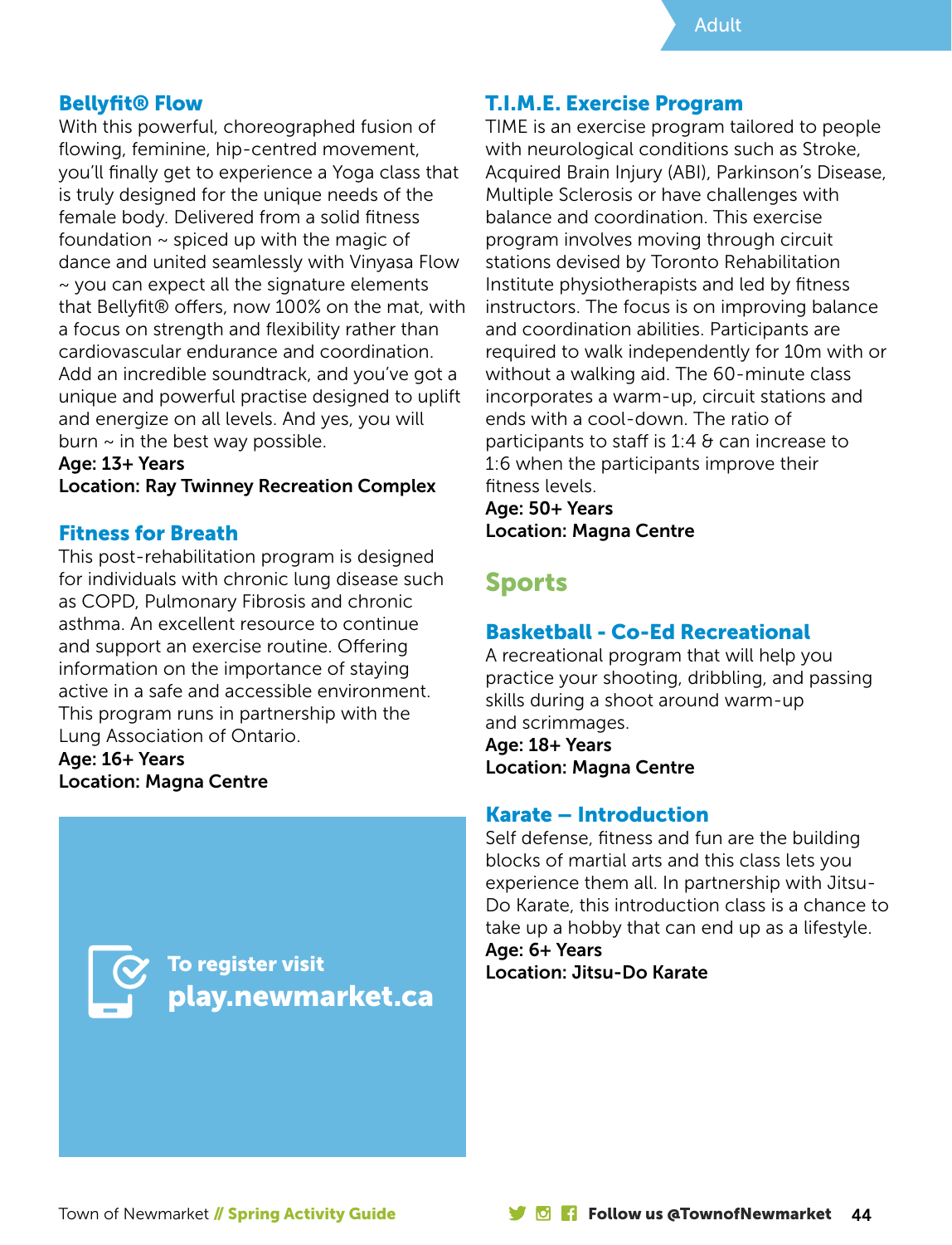### Bellyfit® Flow

With this powerful, choreographed fusion of flowing, feminine, hip-centred movement, you'll finally get to experience a Yoga class that is truly designed for the unique needs of the female body. Delivered from a solid fitness foundation ~ spiced up with the magic of dance and united seamlessly with Vinyasa Flow ~ you can expect all the signature elements that Bellyfit® offers, now 100% on the mat, with a focus on strength and flexibility rather than cardiovascular endurance and coordination. Add an incredible soundtrack, and you've got a unique and powerful practise designed to uplift and energize on all levels. And yes, you will burn ~ in the best way possible.

**Age: 13+ Years**
**Location: Ray Twinney Recreation Complex**

### Fitness for Breath

This post-rehabilitation program is designed for individuals with chronic lung disease such as COPD, Pulmonary Fibrosis and chronic asthma. An excellent resource to continue and support an exercise routine. Offering information on the importance of staying active in a safe and accessible environment. This program runs in partnership with the Lung Association of Ontario.

**Age: 16+ Years**
**Location: Magna Centre**

To register visit
**play.newmarket.ca**

### T.I.M.E. Exercise Program

TIME is an exercise program tailored to people with neurological conditions such as Stroke, Acquired Brain Injury (ABI), Parkinson's Disease, Multiple Sclerosis or have challenges with balance and coordination. This exercise program involves moving through circuit stations devised by Toronto Rehabilitation Institute physiotherapists and led by fitness instructors. The focus is on improving balance and coordination abilities. Participants are required to walk independently for 10m with or without a walking aid. The 60-minute class incorporates a warm-up, circuit stations and ends with a cool-down. The ratio of participants to staff is 1:4 & can increase to 1:6 when the participants improve their fitness levels.

**Age: 50+ Years**
**Location: Magna Centre**

## Sports

### Basketball - Co-Ed Recreational

A recreational program that will help you practice your shooting, dribbling, and passing skills during a shoot around warm-up and scrimmages.

**Age: 18+ Years**
**Location: Magna Centre**

### Karate – Introduction

Self defense, fitness and fun are the building blocks of martial arts and this class lets you experience them all. In partnership with Jitsu-Do Karate, this introduction class is a chance to take up a hobby that can end up as a lifestyle.

**Age: 6+ Years**
**Location: Jitsu-Do Karate**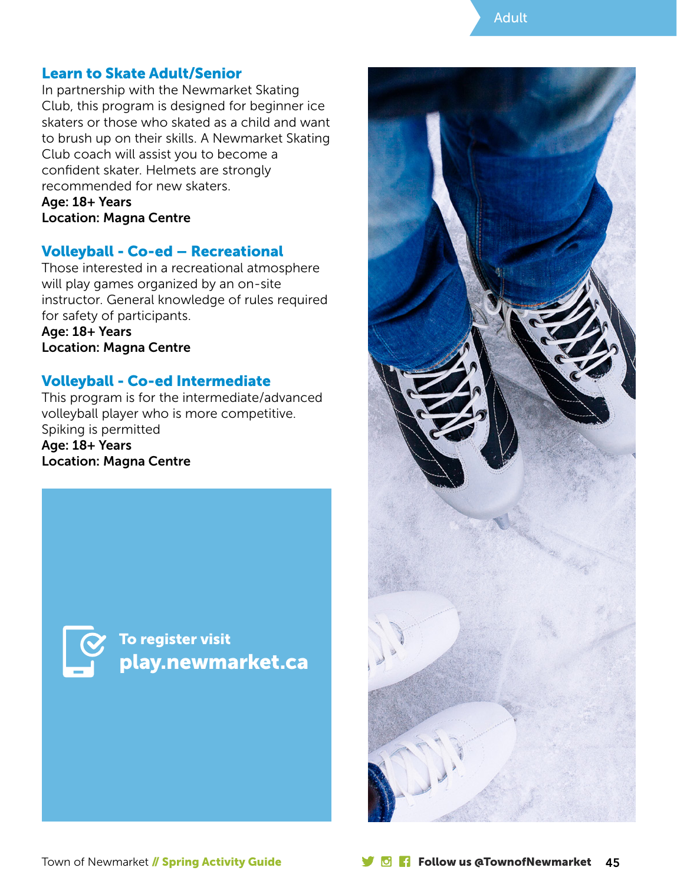## Learn to Skate Adult/Senior

In partnership with the Newmarket Skating Club, this program is designed for beginner ice skaters or those who skated as a child and want to brush up on their skills. A Newmarket Skating Club coach will assist you to become a confident skater. Helmets are strongly recommended for new skaters.

**Age: 18+ Years**
**Location: Magna Centre**

## Volleyball - Co-ed – Recreational

Those interested in a recreational atmosphere will play games organized by an on-site instructor. General knowledge of rules required for safety of participants.

**Age: 18+ Years**
**Location: Magna Centre**

## Volleyball - Co-ed Intermediate

This program is for the intermediate/advanced volleyball player who is more competitive. Spiking is permitted

**Age: 18+ Years**
**Location: Magna Centre**

**To register visit**
**play.newmarket.ca**